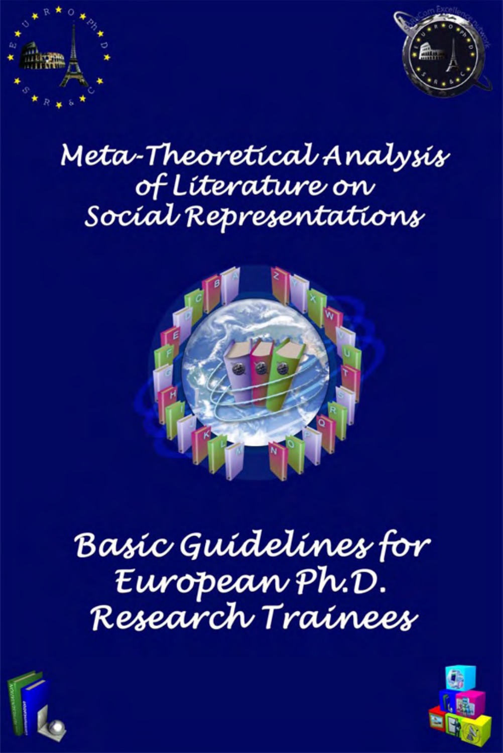# Meta-Theoretical Analysis of Literature on Social Representations

## Basic Guidelines for European Ph.D. Research Trainees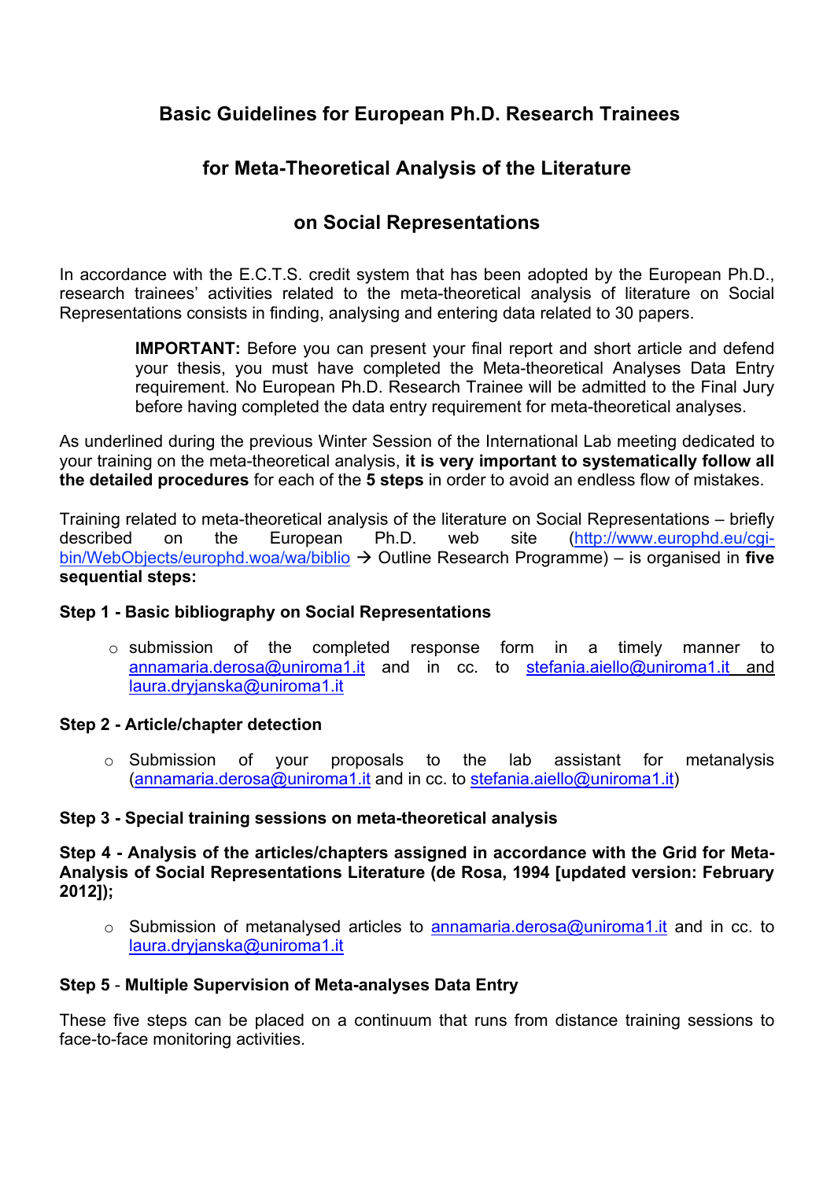# Basic Guidelines for European Ph.D. Research Trainees

# for Meta-Theoretical Analysis of the Literature

# on Social Representations

In accordance with the E.C.T.S. credit system that has been adopted by the European Ph.D., research trainees' activities related to the meta-theoretical analysis of literature on Social Representations consists in finding, analysing and entering data related to 30 papers.

> **IMPORTANT:** Before you can present your final report and short article and defend your thesis, you must have completed the Meta-theoretical Analyses Data Entry requirement. No European Ph.D. Research Trainee will be admitted to the Final Jury before having completed the data entry requirement for meta-theoretical analyses.

As underlined during the previous Winter Session of the International Lab meeting dedicated to your training on the meta-theoretical analysis, **it is very important to systematically follow all the detailed procedures** for each of the **5 steps** in order to avoid an endless flow of mistakes.

Training related to meta-theoretical analysis of the literature on Social Representations – briefly described on the European Ph.D. web site (http://www.europhd.eu/cgi-bin/WebObjects/europhd.woa/wa/biblio → Outline Research Programme) – is organised in **five sequential steps:**

**Step 1 - Basic bibliography on Social Representations**

- submission of the completed response form in a timely manner to annamaria.derosa@uniroma1.it and in cc. to stefania.aiello@uniroma1.it and laura.dryjanska@uniroma1.it

**Step 2 - Article/chapter detection**

- Submission of your proposals to the lab assistant for metanalysis (annamaria.derosa@uniroma1.it and in cc. to stefania.aiello@uniroma1.it)

**Step 3 - Special training sessions on meta-theoretical analysis**

**Step 4 - Analysis of the articles/chapters assigned in accordance with the Grid for Meta-Analysis of Social Representations Literature (de Rosa, 1994 [updated version: February 2012]);**

- Submission of metanalysed articles to annamaria.derosa@uniroma1.it and in cc. to laura.dryjanska@uniroma1.it

**Step 5** - **Multiple Supervision of Meta-analyses Data Entry**

These five steps can be placed on a continuum that runs from distance training sessions to face-to-face monitoring activities.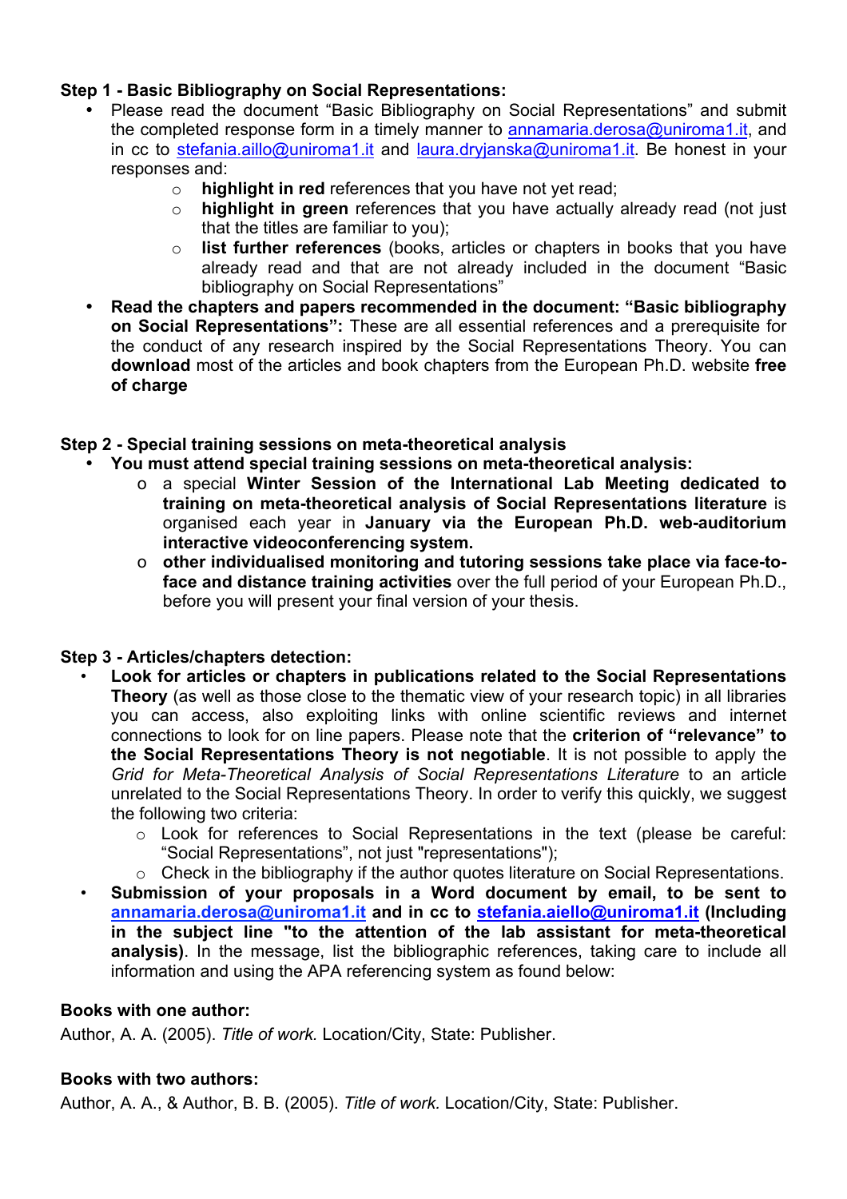**Step 1 - Basic Bibliography on Social Representations:**

- Please read the document "Basic Bibliography on Social Representations" and submit the completed response form in a timely manner to annamaria.derosa@uniroma1.it, and in cc to stefania.aillo@uniroma1.it and laura.dryjanska@uniroma1.it. Be honest in your responses and:
    - **highlight in red** references that you have not yet read;
    - **highlight in green** references that you have actually already read (not just that the titles are familiar to you);
    - **list further references** (books, articles or chapters in books that you have already read and that are not already included in the document "Basic bibliography on Social Representations"
- **Read the chapters and papers recommended in the document: "Basic bibliography on Social Representations":** These are all essential references and a prerequisite for the conduct of any research inspired by the Social Representations Theory. You can **download** most of the articles and book chapters from the European Ph.D. website **free of charge**

**Step 2 - Special training sessions on meta-theoretical analysis**

- **You must attend special training sessions on meta-theoretical analysis:**
    - a special **Winter Session of the International Lab Meeting dedicated to training on meta-theoretical analysis of Social Representations literature** is organised each year in **January via the European Ph.D. web-auditorium interactive videoconferencing system.**
    - **other individualised monitoring and tutoring sessions take place via face-to-face and distance training activities** over the full period of your European Ph.D., before you will present your final version of your thesis.

**Step 3 - Articles/chapters detection:**

- **Look for articles or chapters in publications related to the Social Representations Theory** (as well as those close to the thematic view of your research topic) in all libraries you can access, also exploiting links with online scientific reviews and internet connections to look for on line papers. Please note that the **criterion of "relevance" to the Social Representations Theory is not negotiable**. It is not possible to apply the *Grid for Meta-Theoretical Analysis of Social Representations Literature* to an article unrelated to the Social Representations Theory. In order to verify this quickly, we suggest the following two criteria:
    - Look for references to Social Representations in the text (please be careful: "Social Representations", not just "representations");
    - Check in the bibliography if the author quotes literature on Social Representations.
- **Submission of your proposals in a Word document by email, to be sent to annamaria.derosa@uniroma1.it and in cc to stefania.aiello@uniroma1.it (Including in the subject line "to the attention of the lab assistant for meta-theoretical analysis)**. In the message, list the bibliographic references, taking care to include all information and using the APA referencing system as found below:

**Books with one author:**

Author, A. A. (2005). *Title of work.* Location/City, State: Publisher.

**Books with two authors:**

Author, A. A., & Author, B. B. (2005). *Title of work.* Location/City, State: Publisher.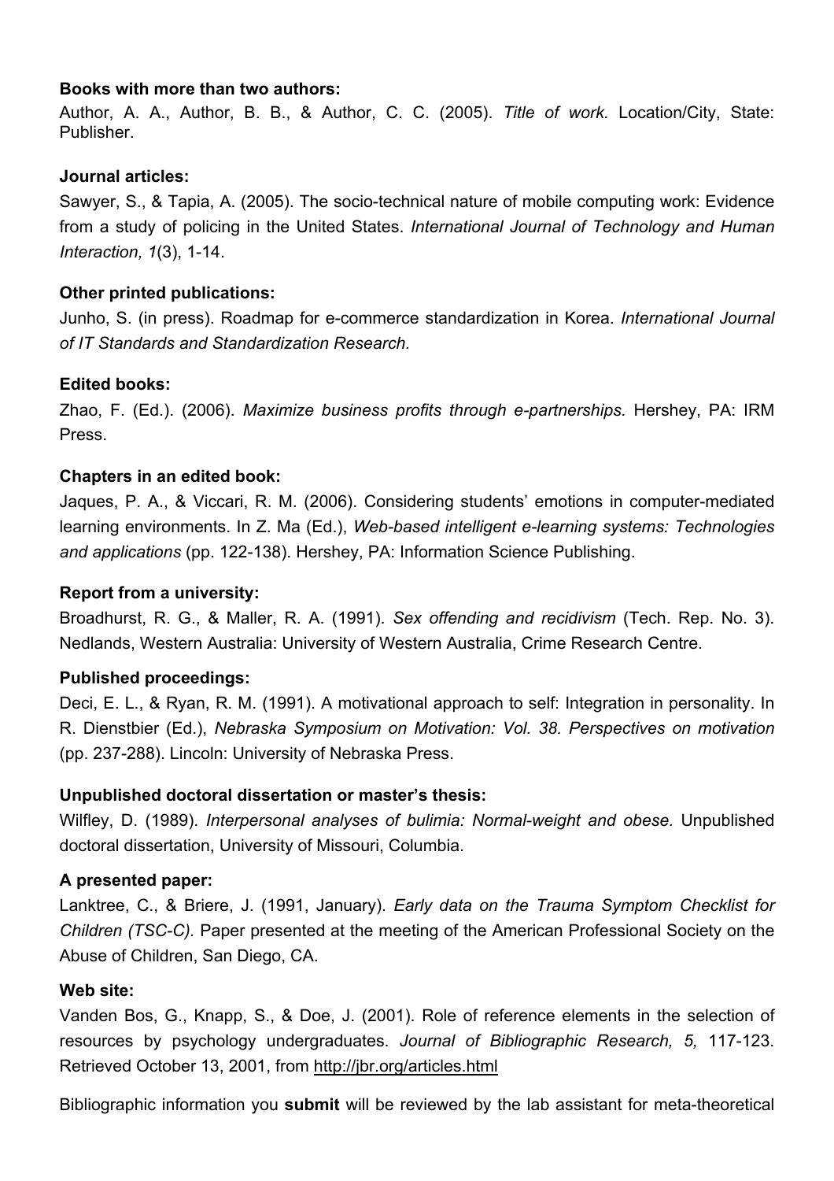**Books with more than two authors:**

Author, A. A., Author, B. B., & Author, C. C. (2005). *Title of work.* Location/City, State: Publisher.

**Journal articles:**

Sawyer, S., & Tapia, A. (2005). The socio-technical nature of mobile computing work: Evidence from a study of policing in the United States. *International Journal of Technology and Human Interaction, 1*(3), 1-14.

**Other printed publications:**

Junho, S. (in press). Roadmap for e-commerce standardization in Korea. *International Journal of IT Standards and Standardization Research.*

**Edited books:**

Zhao, F. (Ed.). (2006). *Maximize business profits through e-partnerships.* Hershey, PA: IRM Press.

**Chapters in an edited book:**

Jaques, P. A., & Viccari, R. M. (2006). Considering students' emotions in computer-mediated learning environments. In Z. Ma (Ed.), *Web-based intelligent e-learning systems: Technologies and applications* (pp. 122-138). Hershey, PA: Information Science Publishing.

**Report from a university:**

Broadhurst, R. G., & Maller, R. A. (1991). *Sex offending and recidivism* (Tech. Rep. No. 3). Nedlands, Western Australia: University of Western Australia, Crime Research Centre.

**Published proceedings:**

Deci, E. L., & Ryan, R. M. (1991). A motivational approach to self: Integration in personality. In R. Dienstbier (Ed.), *Nebraska Symposium on Motivation: Vol. 38. Perspectives on motivation* (pp. 237-288). Lincoln: University of Nebraska Press.

**Unpublished doctoral dissertation or master's thesis:**

Wilfley, D. (1989). *Interpersonal analyses of bulimia: Normal-weight and obese.* Unpublished doctoral dissertation, University of Missouri, Columbia.

**A presented paper:**

Lanktree, C., & Briere, J. (1991, January). *Early data on the Trauma Symptom Checklist for Children (TSC-C).* Paper presented at the meeting of the American Professional Society on the Abuse of Children, San Diego, CA.

**Web site:**

Vanden Bos, G., Knapp, S., & Doe, J. (2001). Role of reference elements in the selection of resources by psychology undergraduates. *Journal of Bibliographic Research, 5,* 117-123. Retrieved October 13, 2001, from http://jbr.org/articles.html

Bibliographic information you **submit** will be reviewed by the lab assistant for meta-theoretical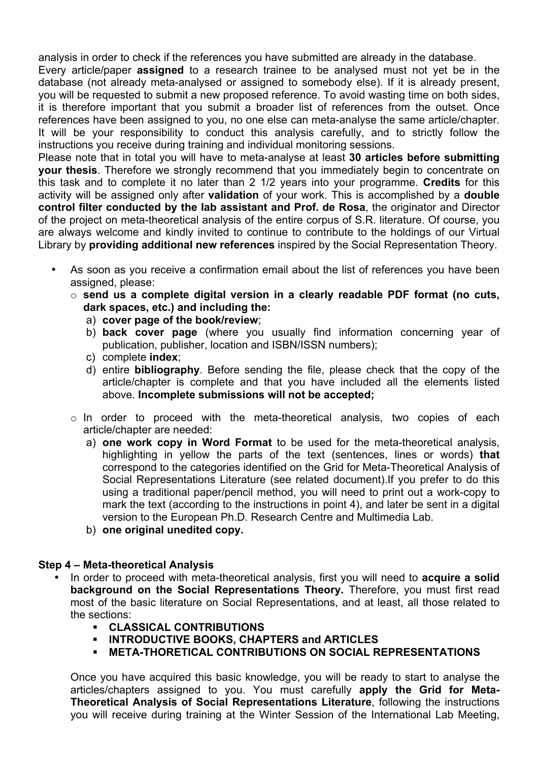analysis in order to check if the references you have submitted are already in the database.

Every article/paper **assigned** to a research trainee to be analysed must not yet be in the database (not already meta-analysed or assigned to somebody else). If it is already present, you will be requested to submit a new proposed reference. To avoid wasting time on both sides, it is therefore important that you submit a broader list of references from the outset. Once references have been assigned to you, no one else can meta-analyse the same article/chapter. It will be your responsibility to conduct this analysis carefully, and to strictly follow the instructions you receive during training and individual monitoring sessions.

Please note that in total you will have to meta-analyse at least **30 articles before submitting your thesis**. Therefore we strongly recommend that you immediately begin to concentrate on this task and to complete it no later than 2 1/2 years into your programme. **Credits** for this activity will be assigned only after **validation** of your work. This is accomplished by a **double control filter conducted by the lab assistant and Prof. de Rosa**, the originator and Director of the project on meta-theoretical analysis of the entire corpus of S.R. literature. Of course, you are always welcome and kindly invited to continue to contribute to the holdings of our Virtual Library by **providing additional new references** inspired by the Social Representation Theory.

- As soon as you receive a confirmation email about the list of references you have been assigned, please:
  - **send us a complete digital version in a clearly readable PDF format (no cuts, dark spaces, etc.) and including the:**
    a) **cover page of the book/review**;
    b) **back cover page** (where you usually find information concerning year of publication, publisher, location and ISBN/ISSN numbers);
    c) complete **index**;
    d) entire **bibliography**. Before sending the file, please check that the copy of the article/chapter is complete and that you have included all the elements listed above. **Incomplete submissions will not be accepted;**
  - In order to proceed with the meta-theoretical analysis, two copies of each article/chapter are needed:
    a) **one work copy in Word Format** to be used for the meta-theoretical analysis, highlighting in yellow the parts of the text (sentences, lines or words) **that** correspond to the categories identified on the Grid for Meta-Theoretical Analysis of Social Representations Literature (see related document).If you prefer to do this using a traditional paper/pencil method, you will need to print out a work-copy to mark the text (according to the instructions in point 4), and later be sent in a digital version to the European Ph.D. Research Centre and Multimedia Lab.
    b) **one original unedited copy.**

**Step 4 – Meta-theoretical Analysis**

- In order to proceed with meta-theoretical analysis, first you will need to **acquire a solid background on the Social Representations Theory.** Therefore, you must first read most of the basic literature on Social Representations, and at least, all those related to the sections:
  - **CLASSICAL CONTRIBUTIONS**
  - **INTRODUCTIVE BOOKS, CHAPTERS and ARTICLES**
  - **META-THORETICAL CONTRIBUTIONS ON SOCIAL REPRESENTATIONS**

  Once you have acquired this basic knowledge, you will be ready to start to analyse the articles/chapters assigned to you. You must carefully **apply the Grid for Meta-Theoretical Analysis of Social Representations Literature**, following the instructions you will receive during training at the Winter Session of the International Lab Meeting,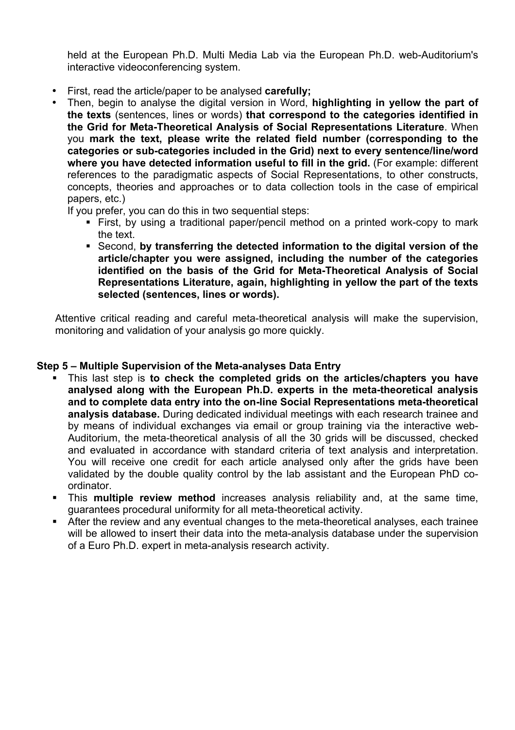held at the European Ph.D. Multi Media Lab via the European Ph.D. web-Auditorium's interactive videoconferencing system.

- First, read the article/paper to be analysed **carefully;**
- Then, begin to analyse the digital version in Word, **highlighting in yellow the part of the texts** (sentences, lines or words) **that correspond to the categories identified in the Grid for Meta-Theoretical Analysis of Social Representations Literature**. When you **mark the text, please write the related field number (corresponding to the categories or sub-categories included in the Grid) next to every sentence/line/word where you have detected information useful to fill in the grid.** (For example: different references to the paradigmatic aspects of Social Representations, to other constructs, concepts, theories and approaches or to data collection tools in the case of empirical papers, etc.)

  If you prefer, you can do this in two sequential steps:
  - First, by using a traditional paper/pencil method on a printed work-copy to mark the text.
  - Second, **by transferring the detected information to the digital version of the article/chapter you were assigned, including the number of the categories identified on the basis of the Grid for Meta-Theoretical Analysis of Social Representations Literature, again, highlighting in yellow the part of the texts selected (sentences, lines or words).**

Attentive critical reading and careful meta-theoretical analysis will make the supervision, monitoring and validation of your analysis go more quickly.

### Step 5 – Multiple Supervision of the Meta-analyses Data Entry

- This last step is **to check the completed grids on the articles/chapters you have analysed along with the European Ph.D. experts in the meta-theoretical analysis and to complete data entry into the on-line Social Representations meta-theoretical analysis database.** During dedicated individual meetings with each research trainee and by means of individual exchanges via email or group training via the interactive web-Auditorium, the meta-theoretical analysis of all the 30 grids will be discussed, checked and evaluated in accordance with standard criteria of text analysis and interpretation. You will receive one credit for each article analysed only after the grids have been validated by the double quality control by the lab assistant and the European PhD co-ordinator.
- This **multiple review method** increases analysis reliability and, at the same time, guarantees procedural uniformity for all meta-theoretical activity.
- After the review and any eventual changes to the meta-theoretical analyses, each trainee will be allowed to insert their data into the meta-analysis database under the supervision of a Euro Ph.D. expert in meta-analysis research activity.